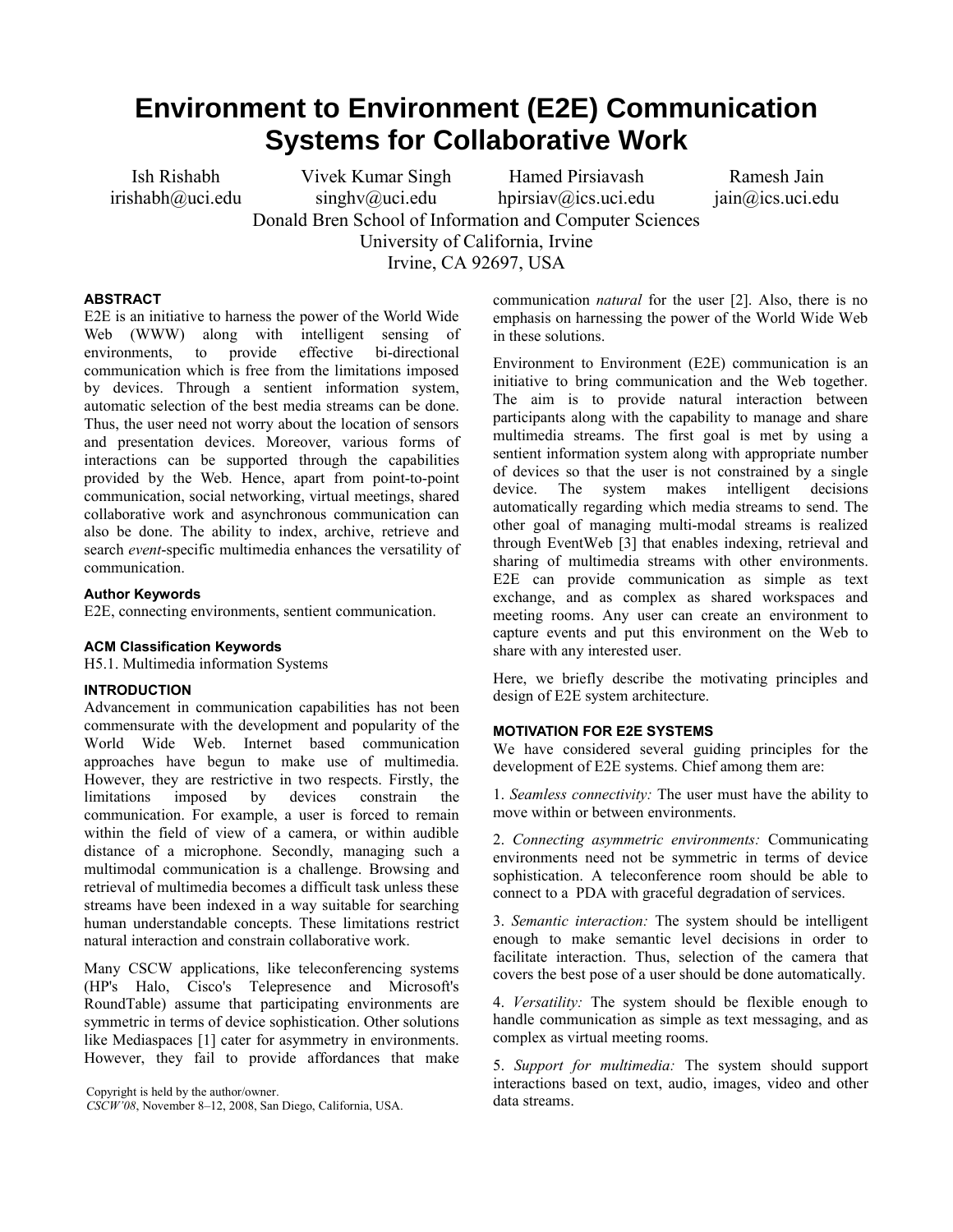# Environment to Environment (E2E) Communication Systems for Collaborative Work

Ish Rishabh
irishabh@uci.edu

Vivek Kumar Singh
singhv@uci.edu

Hamed Pirsiavash
hpirsiav@ics.uci.edu

Ramesh Jain
jain@ics.uci.edu

Donald Bren School of Information and Computer Sciences
University of California, Irvine
Irvine, CA 92697, USA

### ABSTRACT

E2E is an initiative to harness the power of the World Wide Web (WWW) along with intelligent sensing of environments, to provide effective bi-directional communication which is free from the limitations imposed by devices. Through a sentient information system, automatic selection of the best media streams can be done. Thus, the user need not worry about the location of sensors and presentation devices. Moreover, various forms of interactions can be supported through the capabilities provided by the Web. Hence, apart from point-to-point communication, social networking, virtual meetings, shared collaborative work and asynchronous communication can also be done. The ability to index, archive, retrieve and search *event*-specific multimedia enhances the versatility of communication.

### Author Keywords

E2E, connecting environments, sentient communication.

### ACM Classification Keywords

H5.1. Multimedia information Systems

### INTRODUCTION

Advancement in communication capabilities has not been commensurate with the development and popularity of the World Wide Web. Internet based communication approaches have begun to make use of multimedia. However, they are restrictive in two respects. Firstly, the limitations imposed by devices constrain the communication. For example, a user is forced to remain within the field of view of a camera, or within audible distance of a microphone. Secondly, managing such a multimodal communication is a challenge. Browsing and retrieval of multimedia becomes a difficult task unless these streams have been indexed in a way suitable for searching human understandable concepts. These limitations restrict natural interaction and constrain collaborative work.

Many CSCW applications, like teleconferencing systems (HP's Halo, Cisco's Telepresence and Microsoft's RoundTable) assume that participating environments are symmetric in terms of device sophistication. Other solutions like Mediaspaces [1] cater for asymmetry in environments. However, they fail to provide affordances that make communication *natural* for the user [2]. Also, there is no emphasis on harnessing the power of the World Wide Web in these solutions.

Environment to Environment (E2E) communication is an initiative to bring communication and the Web together. The aim is to provide natural interaction between participants along with the capability to manage and share multimedia streams. The first goal is met by using a sentient information system along with appropriate number of devices so that the user is not constrained by a single device. The system makes intelligent decisions automatically regarding which media streams to send. The other goal of managing multi-modal streams is realized through EventWeb [3] that enables indexing, retrieval and sharing of multimedia streams with other environments. E2E can provide communication as simple as text exchange, and as complex as shared workspaces and meeting rooms. Any user can create an environment to capture events and put this environment on the Web to share with any interested user.

Here, we briefly describe the motivating principles and design of E2E system architecture.

### MOTIVATION FOR E2E SYSTEMS

We have considered several guiding principles for the development of E2E systems. Chief among them are:

1. *Seamless connectivity:* The user must have the ability to move within or between environments.

2. *Connecting asymmetric environments:* Communicating environments need not be symmetric in terms of device sophistication. A teleconference room should be able to connect to a PDA with graceful degradation of services.

3. *Semantic interaction:* The system should be intelligent enough to make semantic level decisions in order to facilitate interaction. Thus, selection of the camera that covers the best pose of a user should be done automatically.

4. *Versatility:* The system should be flexible enough to handle communication as simple as text messaging, and as complex as virtual meeting rooms.

5. *Support for multimedia:* The system should support interactions based on text, audio, images, video and other data streams.

Copyright is held by the author/owner.
*CSCW'08*, November 8–12, 2008, San Diego, California, USA.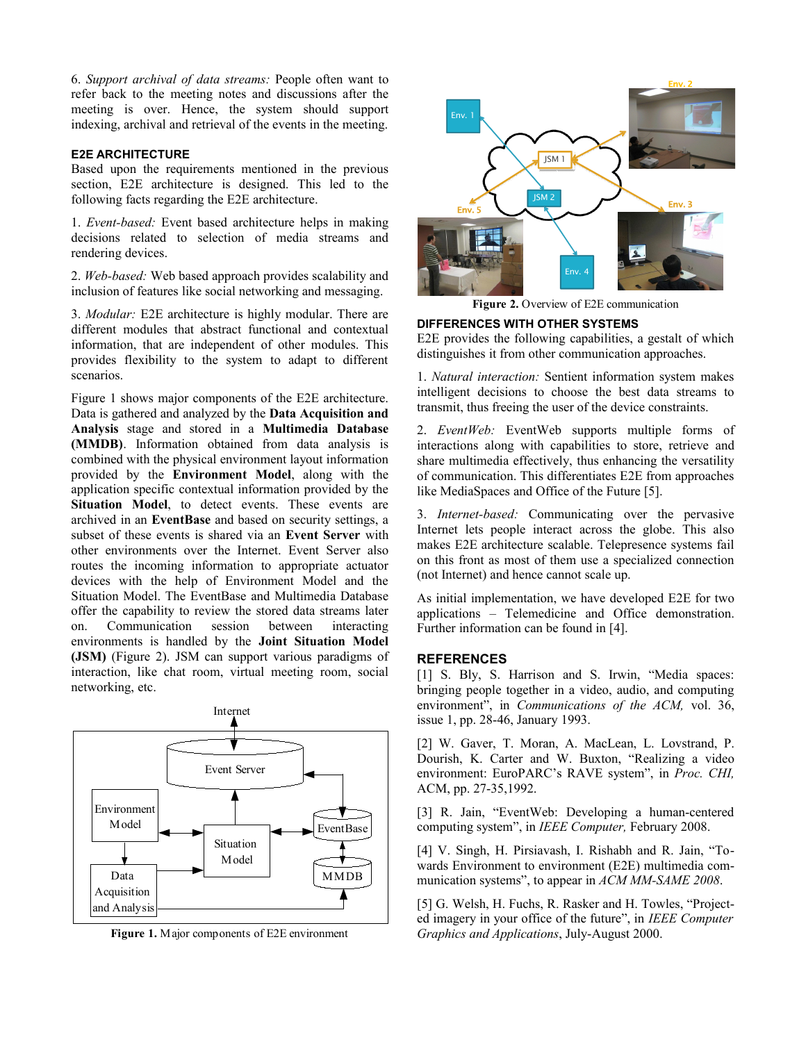6. *Support archival of data streams:* People often want to refer back to the meeting notes and discussions after the meeting is over. Hence, the system should support indexing, archival and retrieval of the events in the meeting.

## E2E ARCHITECTURE

Based upon the requirements mentioned in the previous section, E2E architecture is designed. This led to the following facts regarding the E2E architecture.

1. *Event-based:* Event based architecture helps in making decisions related to selection of media streams and rendering devices.

2. *Web-based:* Web based approach provides scalability and inclusion of features like social networking and messaging.

3. *Modular:* E2E architecture is highly modular. There are different modules that abstract functional and contextual information, that are independent of other modules. This provides flexibility to the system to adapt to different scenarios.

Figure 1 shows major components of the E2E architecture. Data is gathered and analyzed by the **Data Acquisition and Analysis** stage and stored in a **Multimedia Database (MMDB)**. Information obtained from data analysis is combined with the physical environment layout information provided by the **Environment Model**, along with the application specific contextual information provided by the **Situation Model**, to detect events. These events are archived in an **EventBase** and based on security settings, a subset of these events is shared via an **Event Server** with other environments over the Internet. Event Server also routes the incoming information to appropriate actuator devices with the help of Environment Model and the Situation Model. The EventBase and Multimedia Database offer the capability to review the stored data streams later on. Communication session between interacting environments is handled by the **Joint Situation Model (JSM)** (Figure 2). JSM can support various paradigms of interaction, like chat room, virtual meeting room, social networking, etc.

Internet

Event Server

Environment Model

Situation Model

EventBase

MMDB

Data Acquisition and Analysis

**Figure 1.** Major components of E2E environment

Env. 1

Env. 2

JSM 1

JSM 2

Env. 5

Env. 3

Env. 4

**Figure 2.** Overview of E2E communication

## DIFFERENCES WITH OTHER SYSTEMS

E2E provides the following capabilities, a gestalt of which distinguishes it from other communication approaches.

1. *Natural interaction:* Sentient information system makes intelligent decisions to choose the best data streams to transmit, thus freeing the user of the device constraints.

2. *EventWeb:* EventWeb supports multiple forms of interactions along with capabilities to store, retrieve and share multimedia effectively, thus enhancing the versatility of communication. This differentiates E2E from approaches like MediaSpaces and Office of the Future [5].

3. *Internet-based:* Communicating over the pervasive Internet lets people interact across the globe. This also makes E2E architecture scalable. Telepresence systems fail on this front as most of them use a specialized connection (not Internet) and hence cannot scale up.

As initial implementation, we have developed E2E for two applications – Telemedicine and Office demonstration. Further information can be found in [4].

## REFERENCES

[1] S. Bly, S. Harrison and S. Irwin, "Media spaces: bringing people together in a video, audio, and computing environment", in *Communications of the ACM,* vol. 36, issue 1, pp. 28-46, January 1993.

[2] W. Gaver, T. Moran, A. MacLean, L. Lovstrand, P. Dourish, K. Carter and W. Buxton, "Realizing a video environment: EuroPARC's RAVE system", in *Proc. CHI,* ACM, pp. 27-35,1992.

[3] R. Jain, "EventWeb: Developing a human-centered computing system", in *IEEE Computer,* February 2008.

[4] V. Singh, H. Pirsiavash, I. Rishabh and R. Jain, "Towards Environment to environment (E2E) multimedia communication systems", to appear in *ACM MM-SAME 2008*.

[5] G. Welsh, H. Fuchs, R. Rasker and H. Towles, "Projected imagery in your office of the future", in *IEEE Computer Graphics and Applications*, July-August 2000.